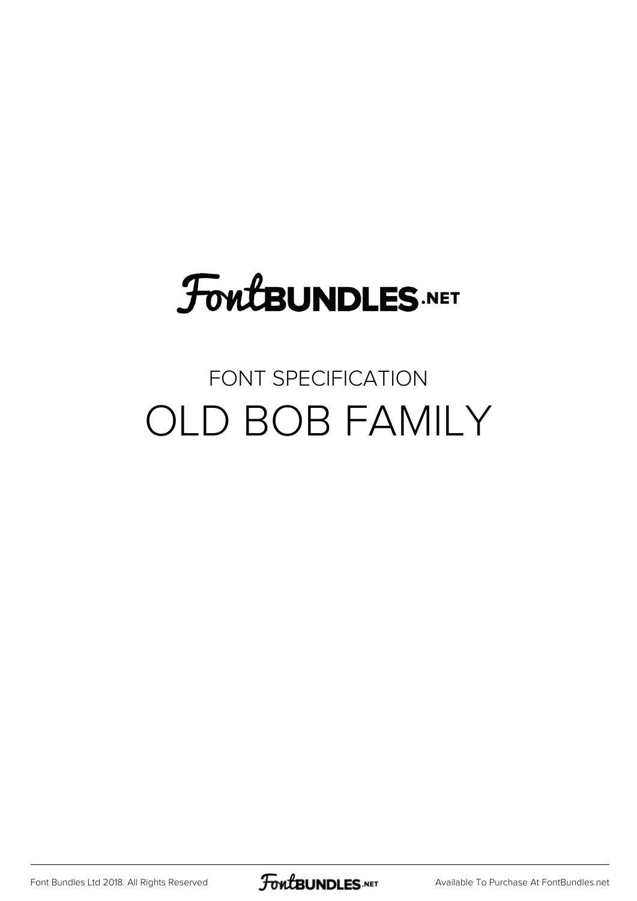FontBUNDLES.NET

FONT SPECIFICATION

# OLD BOB FAMILY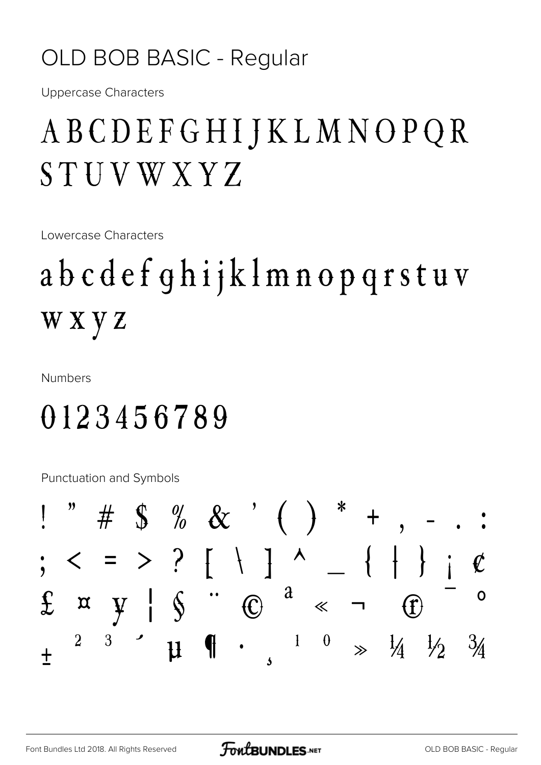# OLD BOB BASIC - Regular

Uppercase Characters

ABCDEFGHIJKLMNOPQR
STUVWXYZ

Lowercase Characters

abcdefghijklmnopqrstuv
wxyz

Numbers

0123456789

Punctuation and Symbols

! " # $ % & ' ( ) * + , - . :
; < = > ? [ \ ] ^ _ { | } ¡ ¢
£ ¤ ¥ ¦ § ¨ © ª « ¬ ® ¯ °
± ² ³ ´ µ ¶ · ¸ ¹ º » ¼ ½ ¾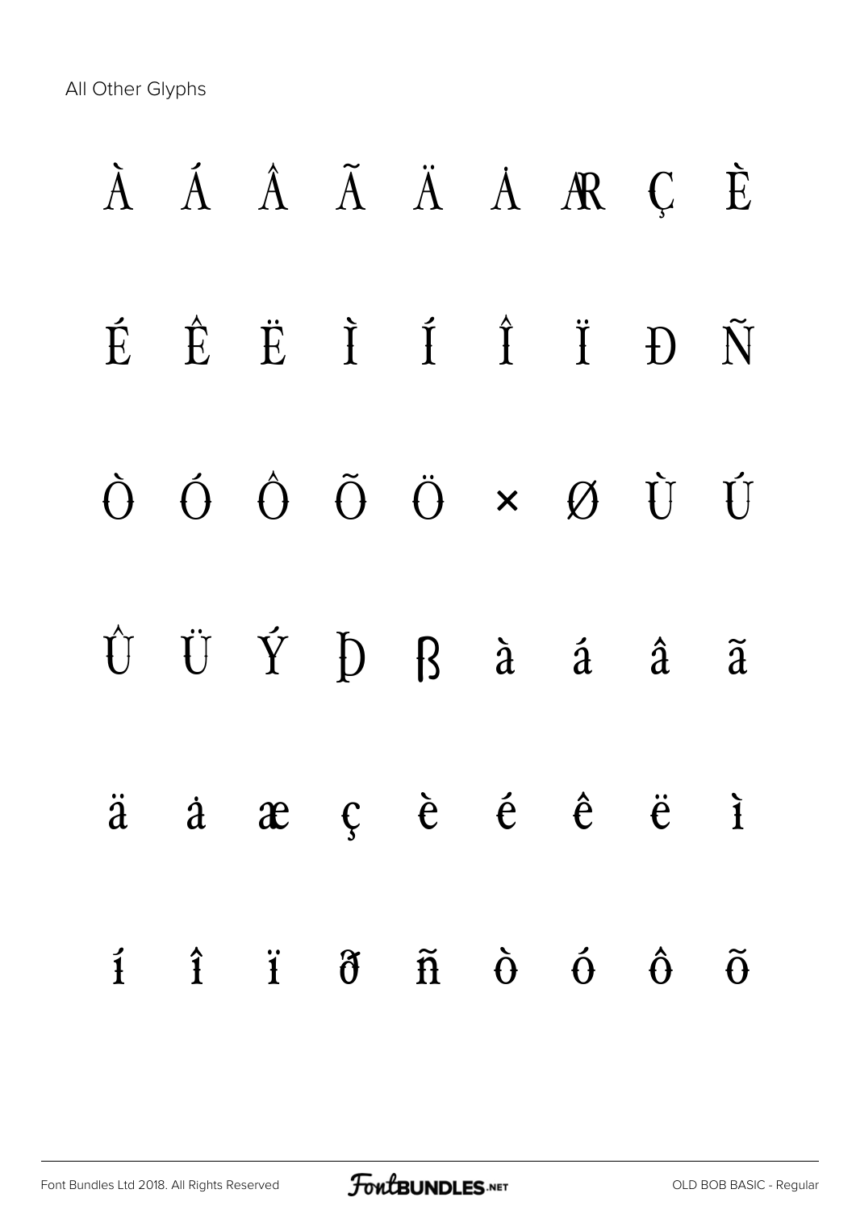All Other Glyphs

À Á Â Ã Ä Å Æ Ç È

É Ê Ë Ì Í Î Ï Ð Ñ

Ò Ó Ô Õ Ö × Ø Ù Ú

Û Ü Ý Þ ß à á â ã

ä å æ ç è é ê ë ì

í î ï ð ñ ò ó ô õ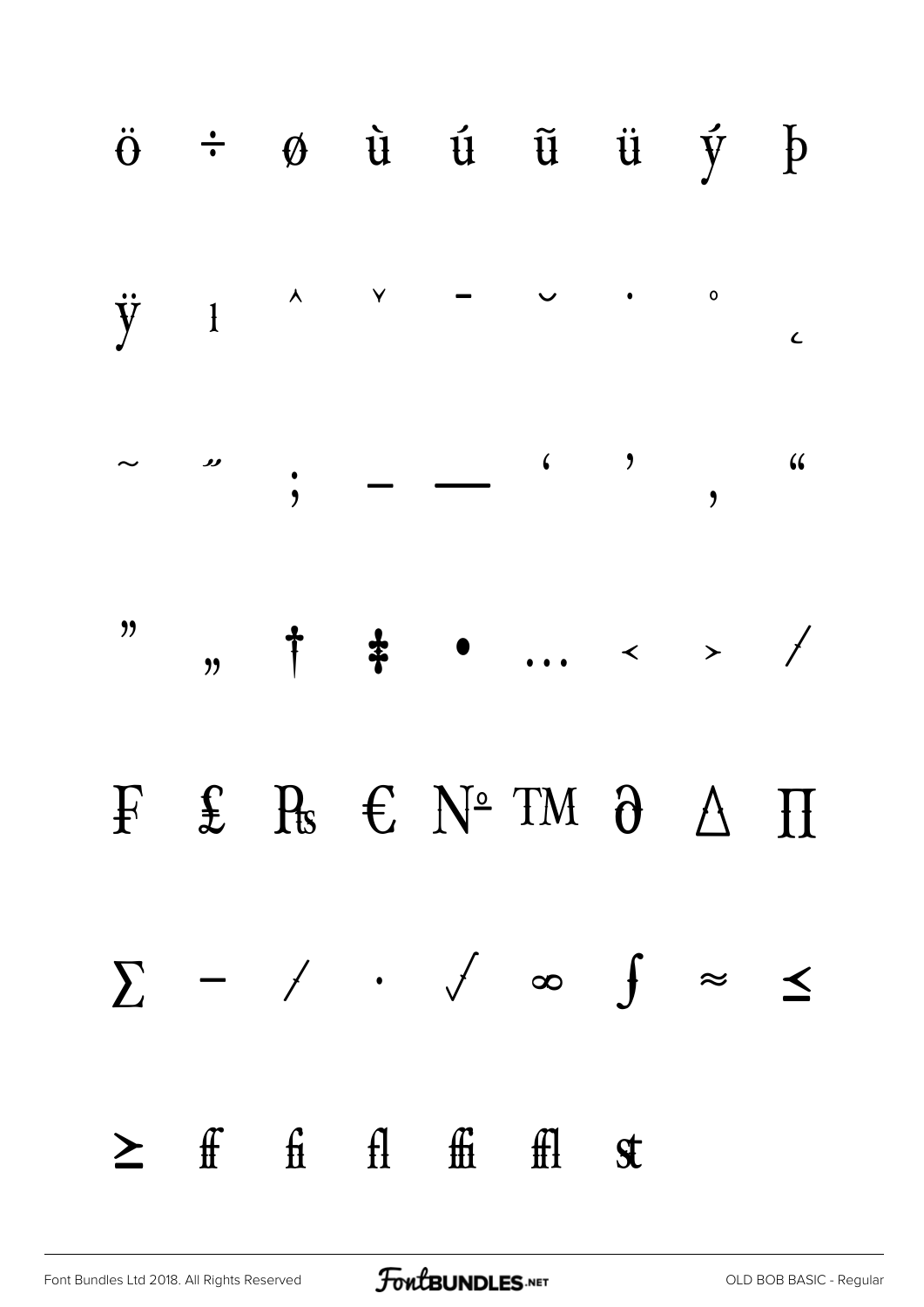ö ÷ ø ù ú ũ ü ý þ

ÿ ı ˆ ˇ ¯ ˘ ˙ ˚ ¸

˜ ˝ ; – — ‘ ’ ‚ “

” „ † ‡ • … ‹ › ⁄

₣ ₤ ₧ € № ™ ∂ ∆ ∏

∑ − ∕ ∙ √ ∞ ∫ ≈ ≤

≥ ﬀ ﬁ ﬂ ﬃ ﬄ ﬆ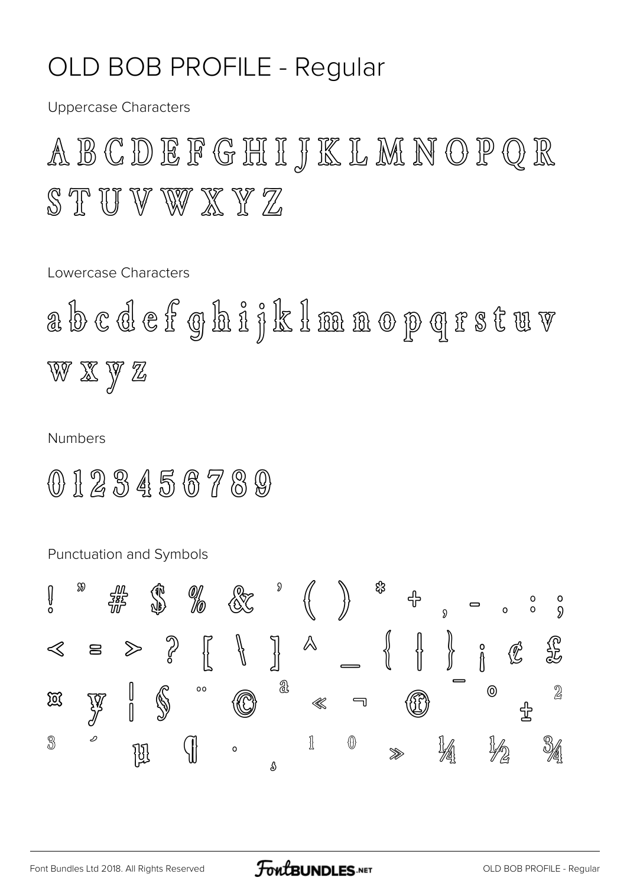# OLD BOB PROFILE - Regular

Uppercase Characters

A B C D E F G H I J K L M N O P Q R S T U V W X Y Z

Lowercase Characters

a b c d e f g h i j k l m n o p q r s t u v w x y z

Numbers

0 1 2 3 4 5 6 7 8 9

Punctuation and Symbols

! " # $ % & ' ( ) * + , - . : ;
< = > ? [ \ ] ^ _ { | } ¡ ¢ £
¤ ¥ ¦ § ¨ © ª « ¬ ® ¯ ° ± ²
³ ´ µ ¶ · ¸ ¹ º » ¼ ½ ¾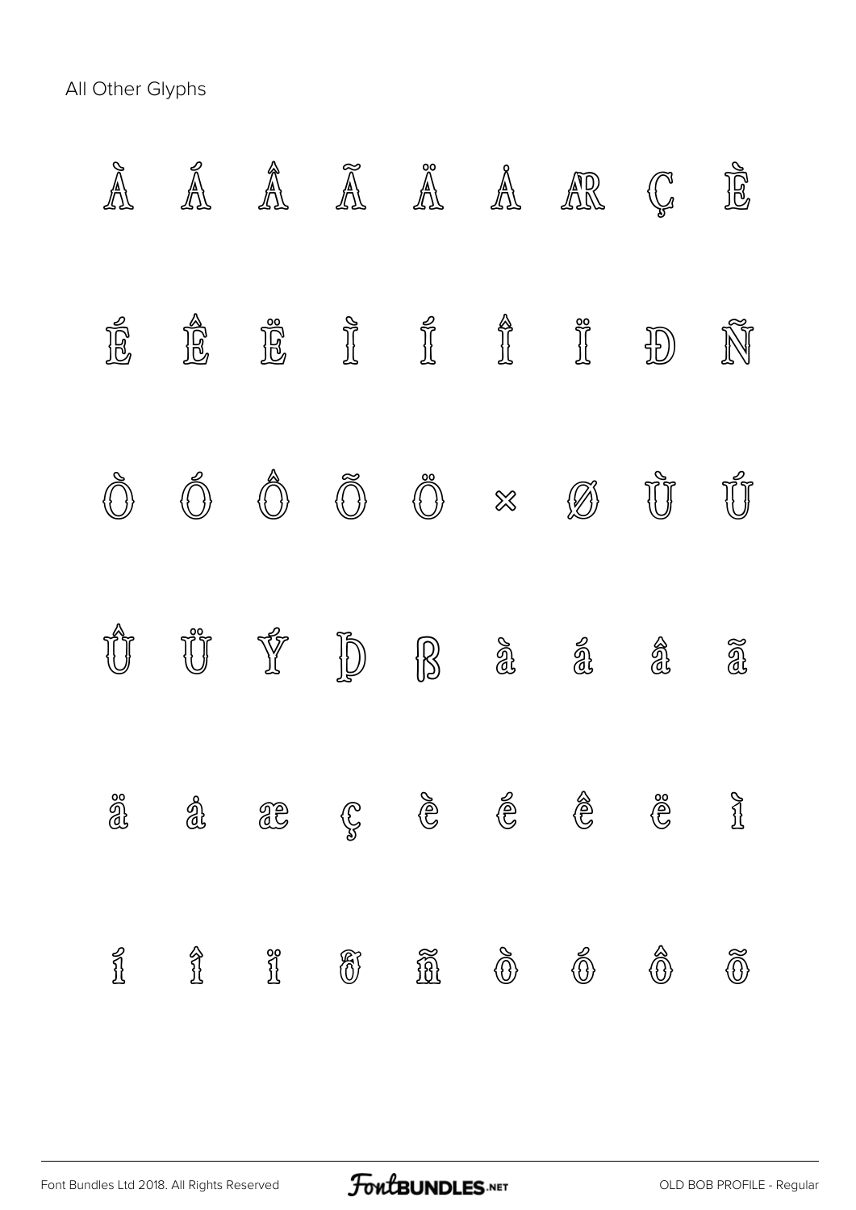All Other Glyphs

À Á Â Ã Ä Å Æ Ç È

É Ê Ë Ì Í Î Ï Ð Ñ

Ò Ó Ô Õ Ö × Ø Ù Ú

Û Ü Ý Þ ß à á â ã

ä å æ ç è é ê ë ì

í î ï ð ñ ò ó ô õ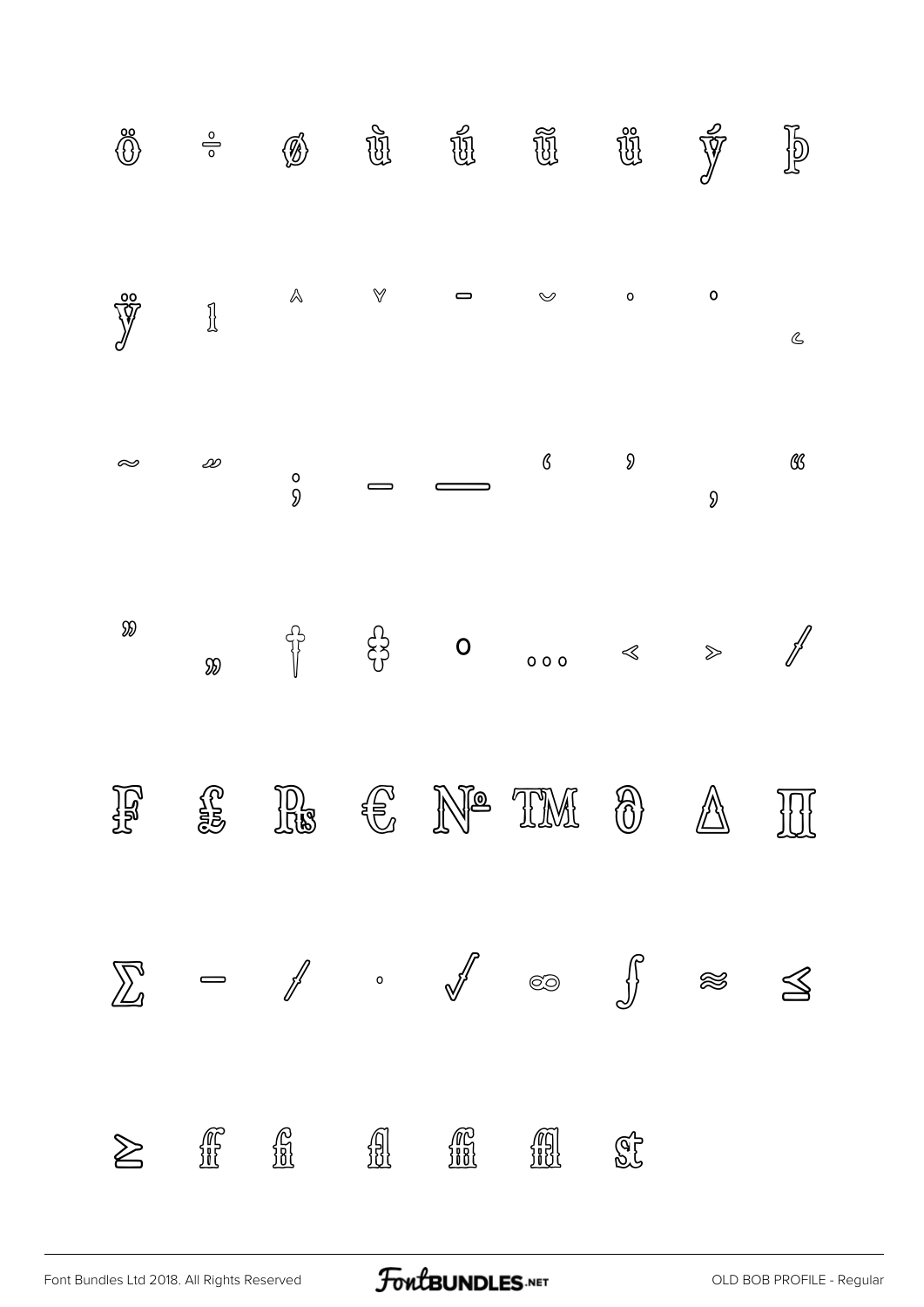ö ÷ ø ù ú ũ ü ý þ

ÿ ı ˆ ˇ ¯ ˘ ˙ ˚ ˛

˜ ˝ ; – — ‘ ’ ‚ “

” „ † ‡ • … ‹ › ⁄

₣ ₤ ₨ € № ™ ∂ ∆ ∏

∑ − ∕ ∙ √ ∞ ∫ ≈ ≤

≥ ﬀ ﬁ ﬂ ﬃ ﬄ ﬆ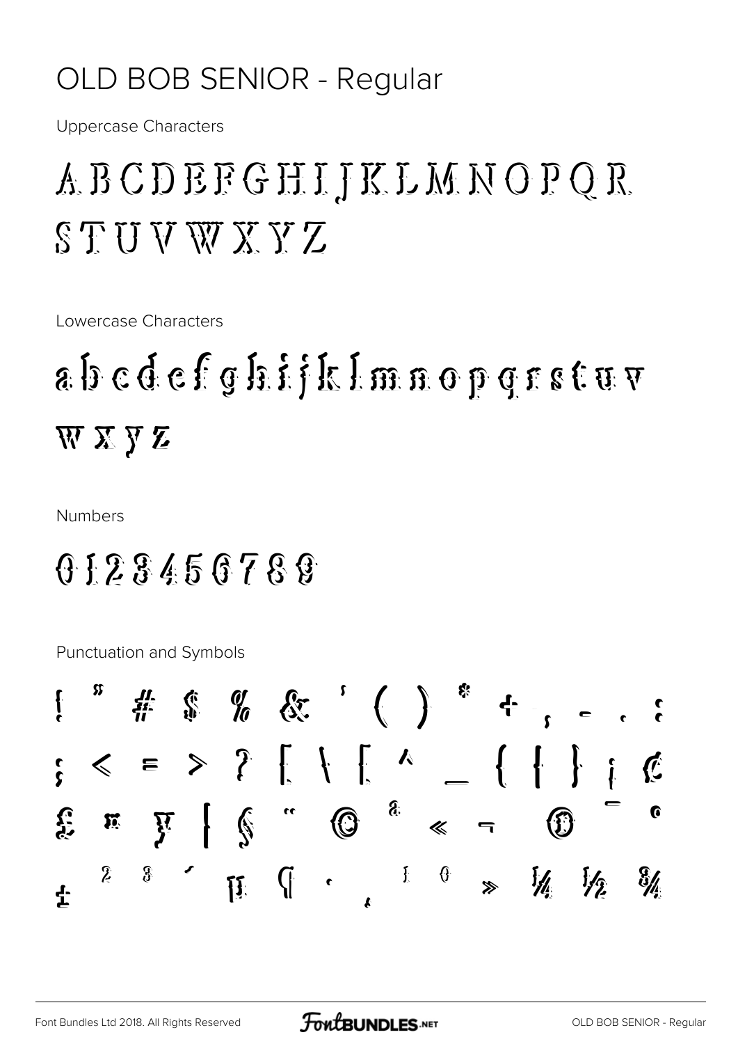# OLD BOB SENIOR - Regular

Uppercase Characters

A B C D E F G H I J K L M N O P Q R S T U V W X Y Z

Lowercase Characters

a b c d e f g h i j k l m n o p q r s t u v w x y z

Numbers

0 1 2 3 4 5 6 7 8 9

Punctuation and Symbols

! " # $ % & ' ( ) * + , - . : ; < = > ? [ \ ] ^ _ { | } ¡ ¢ £ ¤ ¥ ¦ § ¨ © ª « ¬ ® ¯ ° ± ² ³ ´ µ ¶ · ¸ ¹ º » ¼ ½ ¾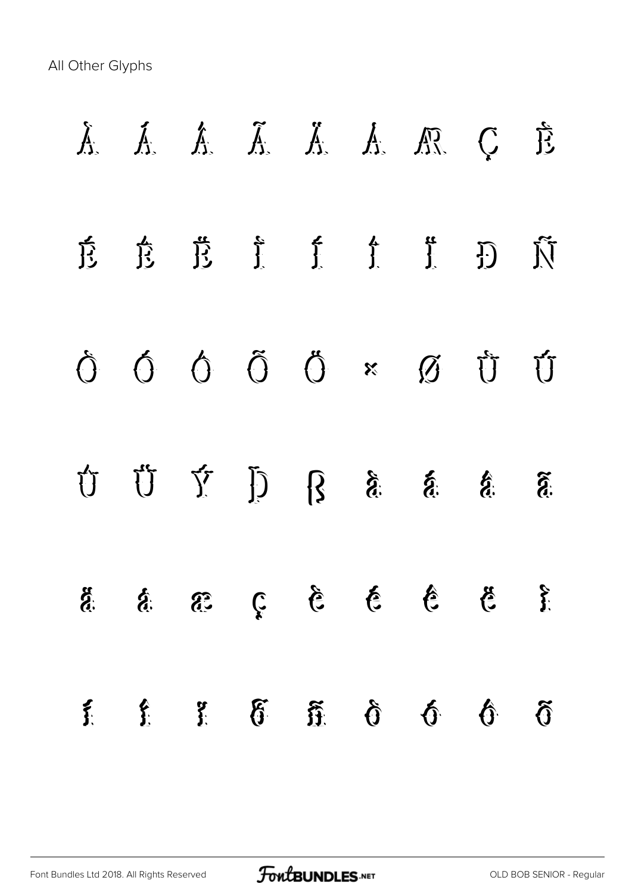All Other Glyphs

À Á Â Ã Ä Å Æ Ç È

É Ê Ë Ì Í Î Ï Ð Ñ

Ò Ó Ô Õ Ö × Ø Ù Ú

Û Ü Ý Þ ß à á â ã

ä å æ ç è é ê ë ì

í î ï ð ñ ò ó ô õ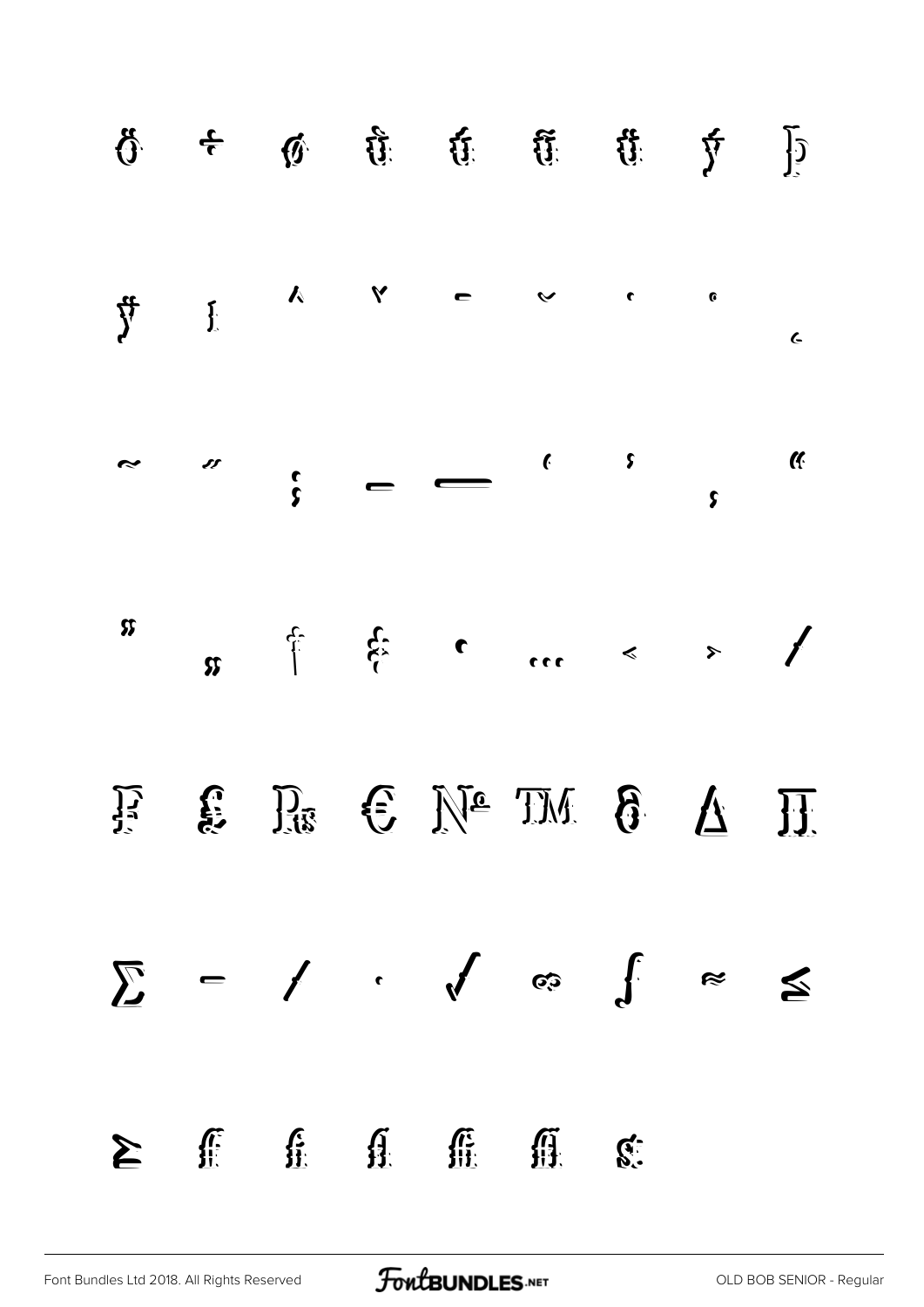ŏ ÷ ø ŭ ú û ü ý þ

ÿ ı ˆ ˇ ¯ ˘ ˙ ˚ ¸

˜ ˝ ; – — ' ' ‚ "

" „ † ‡ • … ‹ › ⁄

₣ ₤ ₧ € № ™ ∂ ∆ ∏

∑ − ∕ · √ ∞ ∫ ≈ ≤

≥ ff fi fl ffi ffl st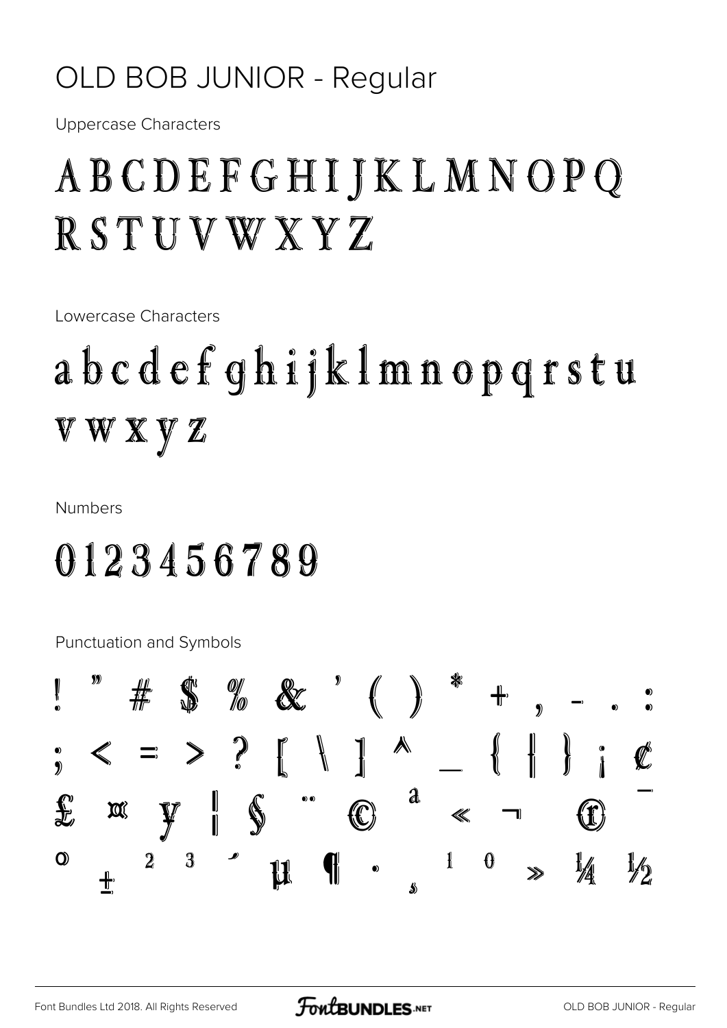# OLD BOB JUNIOR - Regular

Uppercase Characters

ABCDEFGHIJKLMNOPQ
RSTUVWXYZ

Lowercase Characters

abcdefghijklmnopqrstu
vwxyz

Numbers

0123456789

Punctuation and Symbols

! " # $ % & ' ( ) * + , - . :
; < = > ? [ \ ] ^ _ { | } ¡ ¢
£ ¤ ¥ ¦ § ¨ © ª « ¬ ® ¯
° ± ² ³ ´ µ ¶ · ¸ ¹ º » ¼ ½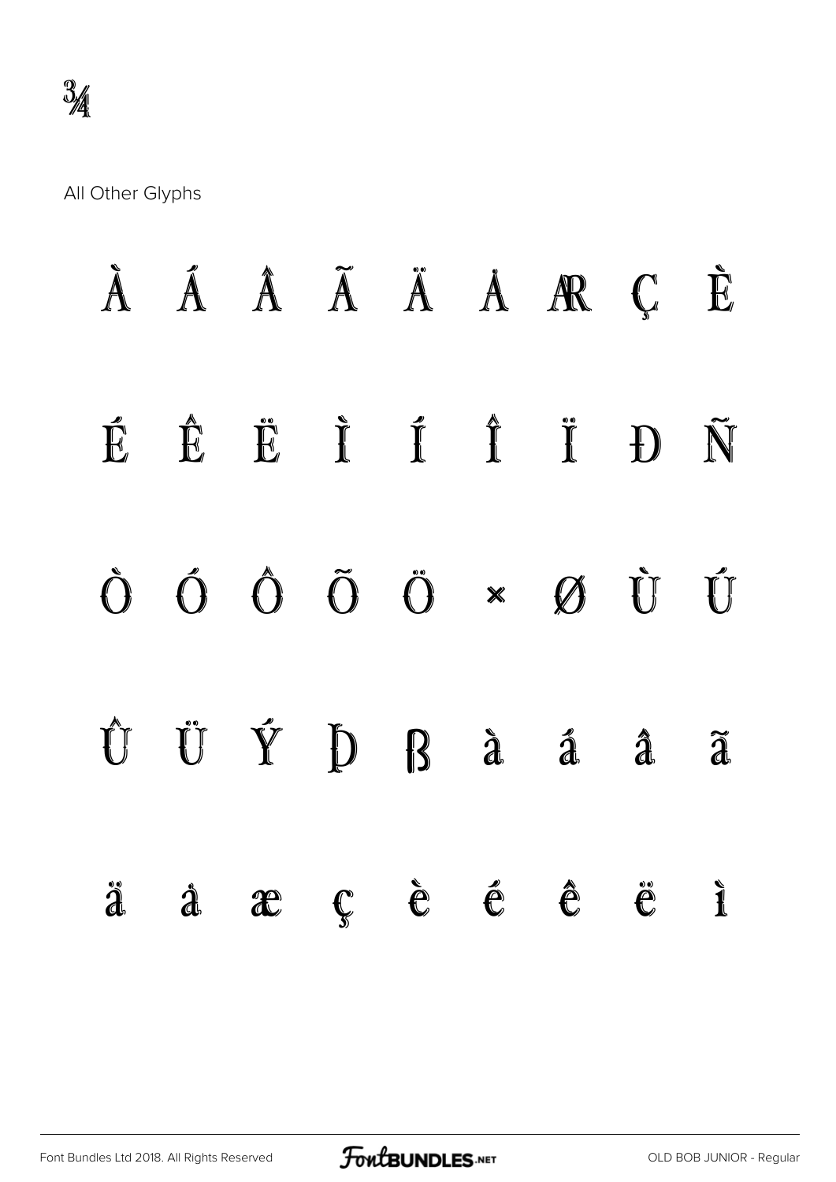¾

All Other Glyphs

À Á Â Ã Ä Å Æ Ç È

É Ê Ë Ì Í Î Ï Ð Ñ

Ò Ó Ô Õ Ö × Ø Ù Ú

Û Ü Ý Þ ß à á â ã

ä å æ ç è é ê ë ì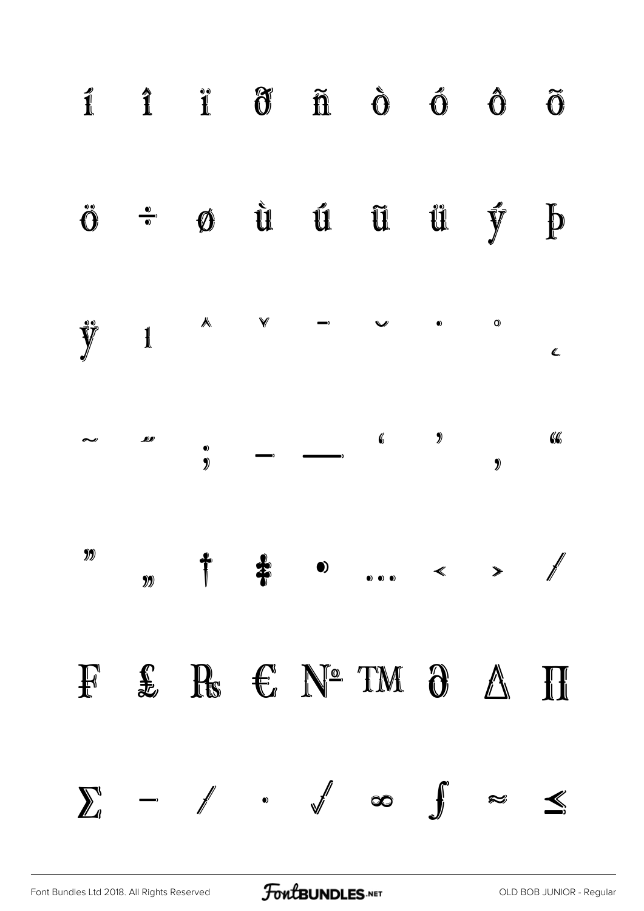í î ï ð ñ ò ó ô õ

ö ÷ ø ù ú û ü ý þ

ÿ ı ˆ ˇ ¯ ˘ ˙ ˚ ¸

˜ ˝ ; – — ‘ ’ ‚ “

” „ † ‡ • … ‹ › ⁄

₣ ₤ ₧ € № ™ ∂ ∆ ∏

∑ − ∕ ∙ √ ∞ ∫ ≈ ≤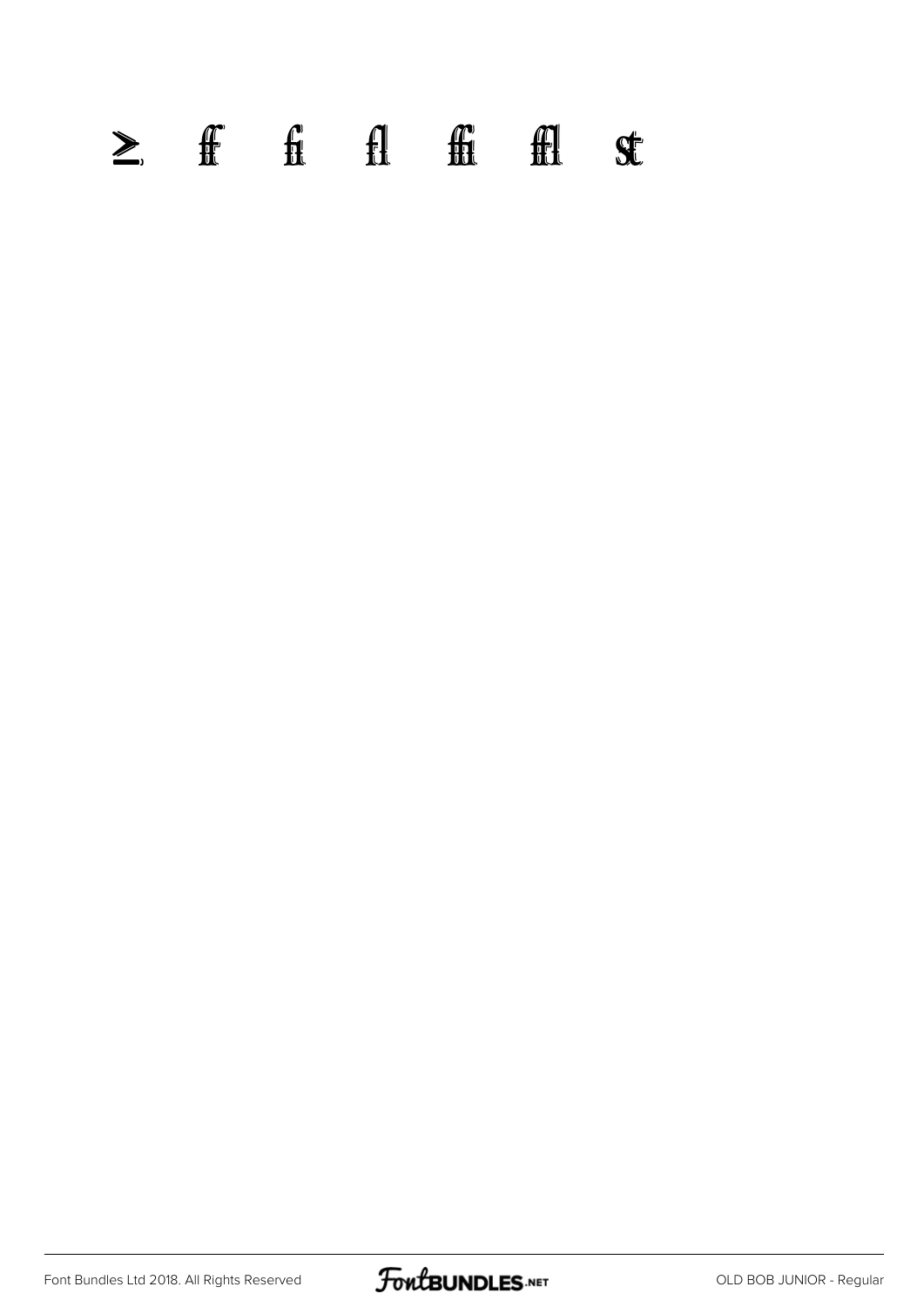≥ ﬀ ﬁ ﬂ ﬃ ﬄ ﬆ